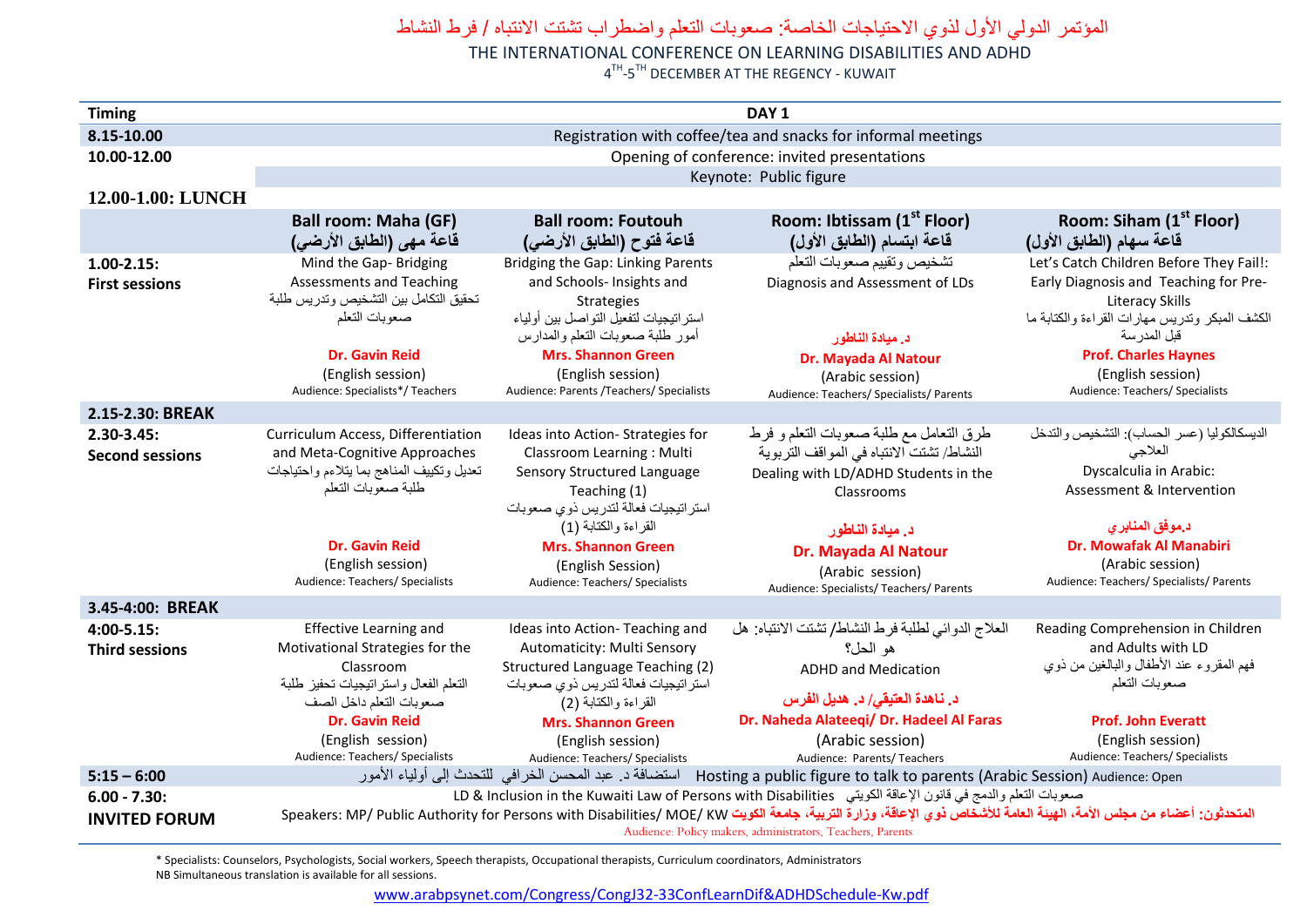# المؤتمر الدولي الأول لذوي الاحتياجات الخاصة: صعوبات التعلم واضطراب تشتت الانتباه / فرط النشاط

## THE INTERNATIONAL CONFERENCE ON LEARNING DISABILITIES AND ADHD

4TH-5TH DECEMBER AT THE REGENCY - KUWAIT

| Timing | DAY 1 | | | |
|---|---|---|---|---|
| **8.15-10.00** | Registration with coffee/tea and snacks for informal meetings | | | |
| **10.00-12.00** | Opening of conference: invited presentations<br>Keynote: Public figure | | | |
| **12.00-1.00: LUNCH** | | | | |
| | **Ball room: Maha (GF)**<br>**قاعة مهى (الطابق الأرضي)** | **Ball room: Foutouh**<br>**قاعة فتوح (الطابق الأرضي)** | **Room: Ibtissam (1st Floor)**<br>**قاعة ابتسام (الطابق الأول)** | **Room: Siham (1st Floor)**<br>**قاعة سهام (الطابق الأول)** |
| **1.00-2.15:**<br>**First sessions** | Mind the Gap- Bridging Assessments and Teaching<br>تحقيق التكامل بين التشخيص وتدريس طلبة صعوبات التعلم<br>**Dr. Gavin Reid**<br>(English session)<br>Audience: Specialists*/ Teachers | Bridging the Gap: Linking Parents and Schools- Insights and Strategies<br>استراتيجيات لتفعيل التواصل بين أولياء أمور طلبة صعوبات التعلم والمدارس<br>**Mrs. Shannon Green**<br>(English session)<br>Audience: Parents /Teachers/ Specialists | تشخيص وتقييم صعوبات التعلم<br>Diagnosis and Assessment of LDs<br>**د. ميادة الناطور**<br>**Dr. Mayada Al Natour**<br>(Arabic session)<br>Audience: Teachers/ Specialists/ Parents | Let's Catch Children Before They Fail!: Early Diagnosis and Teaching for Pre-Literacy Skills<br>الكشف المبكر وتدريس مهارات القراءة والكتابة ما قبل المدرسة<br>**Prof. Charles Haynes**<br>(English session)<br>Audience: Teachers/ Specialists |
| **2.15-2.30: BREAK** | | | | |
| **2.30-3.45:**<br>**Second sessions** | Curriculum Access, Differentiation and Meta-Cognitive Approaches<br>تعديل وتكييف المناهج بما يتلاءم واحتياجات طلبة صعوبات التعلم<br>**Dr. Gavin Reid**<br>(English session)<br>Audience: Teachers/ Specialists | Ideas into Action- Strategies for Classroom Learning : Multi Sensory Structured Language Teaching (1)<br>استراتيجيات فعالة لتدريس ذوي صعوبات القراءة والكتابة (1)<br>**Mrs. Shannon Green**<br>(English Session)<br>Audience: Teachers/ Specialists | طرق التعامل مع طلبة صعوبات التعلم و فرط النشاط/ تشتت الانتباه في المواقف التربوية<br>Dealing with LD/ADHD Students in the Classrooms<br>**د. ميادة الناطور**<br>**Dr. Mayada Al Natour**<br>(Arabic session)<br>Audience: Specialists/ Teachers/ Parents | الديسكالكوليا (عسر الحساب): التشخيص والتدخل العلاجي<br>Dyscalculia in Arabic: Assessment & Intervention<br>**د.موفق المنابري**<br>**Dr. Mowafak Al Manabiri**<br>(Arabic session)<br>Audience: Teachers/ Specialists/ Parents |
| **3.45-4:00: BREAK** | | | | |
| **4:00-5.15:**<br>**Third sessions** | Effective Learning and Motivational Strategies for the Classroom<br>التعلم الفعال واستراتيجيات تحفيز طلبة صعوبات التعلم داخل الصف<br>**Dr. Gavin Reid**<br>(English session)<br>Audience: Teachers/ Specialists | Ideas into Action- Teaching and Automaticity: Multi Sensory Structured Language Teaching (2)<br>استراتيجيات فعالة لتدريس ذوي صعوبات القراءة والكتابة (2)<br>**Mrs. Shannon Green**<br>(English session)<br>Audience: Teachers/ Specialists | العلاج الدوائي لطلبة فرط النشاط/ تشتت الانتباه: هل هو الحل؟<br>ADHD and Medication<br>**د. ناهدة العتيقي/ د. هديل الفرس**<br>**Dr. Naheda Alateeqi/ Dr. Hadeel Al Faras**<br>(Arabic session)<br>Audience: Parents/ Teachers | Reading Comprehension in Children and Adults with LD<br>فهم المقروء عند الأطفال والبالغين من ذوي صعوبات التعلم<br>**Prof. John Everatt**<br>(English session)<br>Audience: Teachers/ Specialists |
| **5:15 – 6:00** | Hosting a public figure to talk to parents (Arabic Session) Audience: Open استضافة د. عبد المحسن الخرافي للتحدث إلى أولياء الأمور | | | |
| **6.00 - 7.30:**<br>**INVITED FORUM** | LD & Inclusion in the Kuwaiti Law of Persons with Disabilities صعوبات التعلم والدمج في قانون الإعاقة الكويتي<br>Speakers: MP/ Public Authority for Persons with Disabilities/ MOE/ KW **المتحدثون: أعضاء من مجلس الأمة، الهيئة العامة للأشخاص ذوي الإعاقة، وزارة التربية، جامعة الكويت**<br>Audience: Policy makers, administrators, Teachers, Parents | | | |

* Specialists: Counselors, Psychologists, Social workers, Speech therapists, Occupational therapists, Curriculum coordinators, Administrators

NB Simultaneous translation is available for all sessions.

www.arabpsynet.com/Congress/CongJ32-33ConfLearnDif&ADHDSchedule-Kw.pdf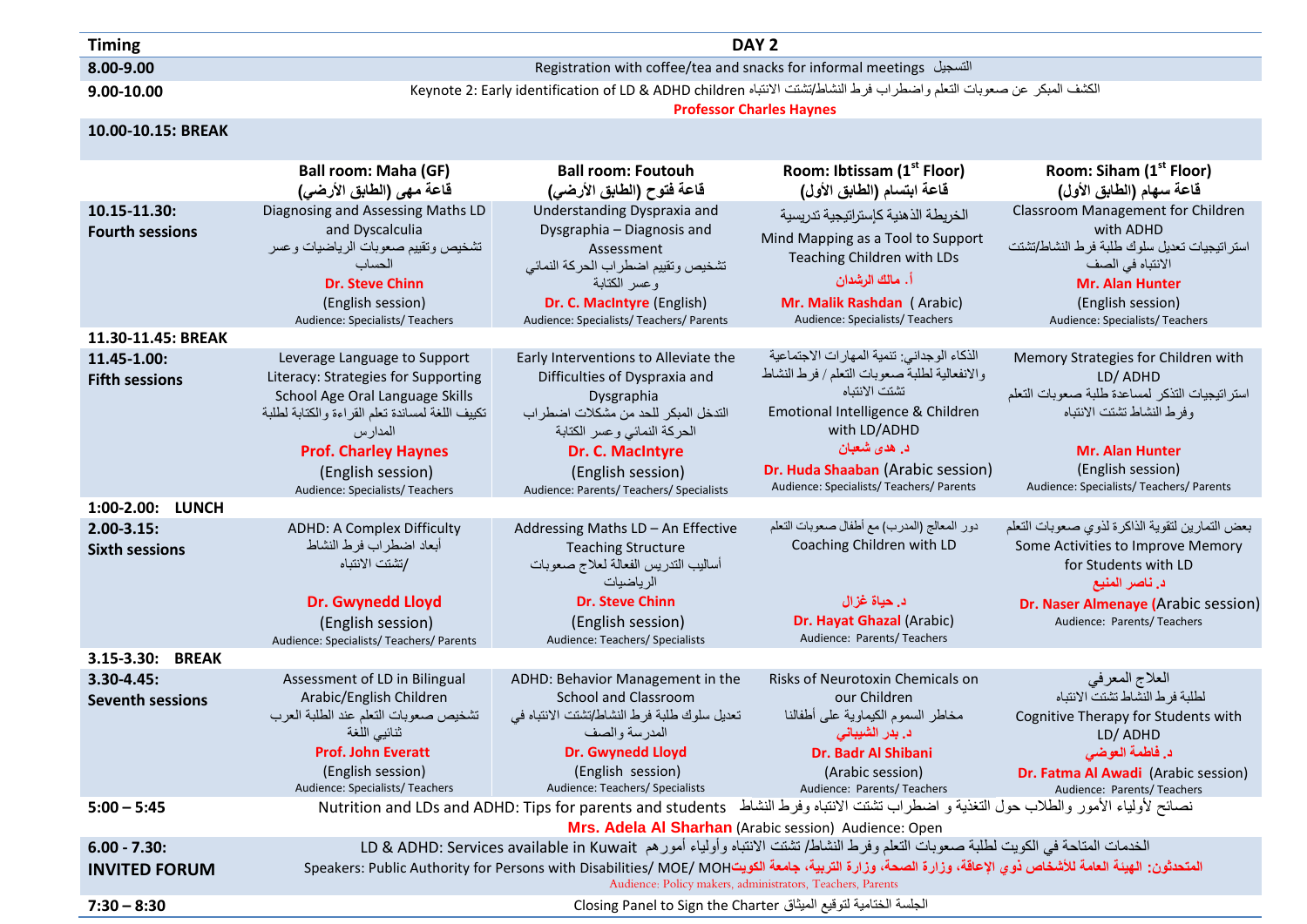| Timing | DAY 2 | | | |
|---|---|---|---|---|
| 8.00-9.00 | Registration with coffee/tea and snacks for informal meetings التسجيل | | | |
| 9.00-10.00 | Keynote 2: Early identification of LD & ADHD children الكشف المبكر عن صعوبات التعلم واضطراب فرط النشاط/تشتت الانتباه **Professor Charles Haynes** | | | |
| **10.00-10.15: BREAK** | | | | |
| | **Ball room: Maha (GF)** **قاعة مهى (الطابق الأرضي)** | **Ball room: Foutouh** **قاعة فتوح (الطابق الأرضي)** | **Room: Ibtissam (1st Floor)** **قاعة ابتسام (الطابق الأول)** | **Room: Siham (1st Floor)** **قاعة سهام (الطابق الأول)** |
| **10.15-11.30: Fourth sessions** | Diagnosing and Assessing Maths LD and Dyscalculia تشخيص وتقييم صعوبات الرياضيات وعسر الحساب **Dr. Steve Chinn** (English session) Audience: Specialists/ Teachers | Understanding Dyspraxia and Dysgraphia – Diagnosis and Assessment تشخيص وتقييم اضطراب الحركة النمائي وعسر الكتابة **Dr. C. MacIntyre** (English) Audience: Specialists/ Teachers/ Parents | الخريطة الذهنية كإستراتيجية تدريسية Mind Mapping as a Tool to Support Teaching Children with LDs **أ. مالك الرشدان** **Mr. Malik Rashdan** ( Arabic) Audience: Specialists/ Teachers | Classroom Management for Children with ADHD استراتيجيات تعديل سلوك طلبة فرط النشاط/تشتت الانتباه في الصف **Mr. Alan Hunter** (English session) Audience: Specialists/ Teachers |
| **11.30-11.45: BREAK** | | | | |
| **11.45-1.00: Fifth sessions** | Leverage Language to Support Literacy: Strategies for Supporting School Age Oral Language Skills تكييف اللغة لمساندة تعلم القراءة والكتابة لطلبة المدارس **Prof. Charley Haynes** (English session) Audience: Specialists/ Teachers | Early Interventions to Alleviate the Difficulties of Dyspraxia and Dysgraphia التدخل المبكر للحد من مشكلات اضطراب الحركة النمائي وعسر الكتابة **Dr. C. MacIntyre** (English session) Audience: Parents/ Teachers/ Specialists | الذكاء الوجداني: تنمية المهارات الاجتماعية والانفعالية لطلبة صعوبات التعلم / فرط النشاط تشتت الانتباه Emotional Intelligence & Children with LD/ADHD **د. هدى شعبان** **Dr. Huda Shaaban** (Arabic session) Audience: Specialists/ Teachers/ Parents | Memory Strategies for Children with LD/ ADHD استراتيجيات التذكر لمساعدة طلبة صعوبات التعلم وفرط النشاط تشتت الانتباه **Mr. Alan Hunter** (English session) Audience: Specialists/ Teachers/ Parents |
| **1:00-2.00: LUNCH** | | | | |
| **2.00-3.15: Sixth sessions** | ADHD: A Complex Difficulty أبعاد اضطراب فرط النشاط /تشتت الانتباه **Dr. Gwynedd Lloyd** (English session) Audience: Specialists/ Teachers/ Parents | Addressing Maths LD – An Effective Teaching Structure أساليب التدريس الفعالة لعلاج صعوبات الرياضيات **Dr. Steve Chinn** (English session) Audience: Teachers/ Specialists | دور المعالج (المدرب) مع أطفال صعوبات التعلم Coaching Children with LD **د. حياة غزال** **Dr. Hayat Ghazal** (Arabic) Audience: Parents/ Teachers | بعض التمارين لتقوية الذاكرة لذوي صعوبات التعلم Some Activities to Improve Memory for Students with LD **د. ناصر المنيع** **Dr. Naser Almenaye** (Arabic session) Audience: Parents/ Teachers |
| **3.15-3.30: BREAK** | | | | |
| **3.30-4.45: Seventh sessions** | Assessment of LD in Bilingual Arabic/English Children تشخيص صعوبات التعلم عند الطلبة العرب ثنائيي اللغة **Prof. John Everatt** (English session) Audience: Specialists/ Teachers | ADHD: Behavior Management in the School and Classroom تعديل سلوك طلبة فرط النشاط/تشتت الانتباه في المدرسة والصف **Dr. Gwynedd Lloyd** (English session) Audience: Teachers/ Specialists | Risks of Neurotoxin Chemicals on our Children مخاطر السموم الكيماوية على أطفالنا **د. بدر الشيباني** **Dr. Badr Al Shibani** (Arabic session) Audience: Parents/ Teachers | العلاج المعرفي لطلبة فرط النشاط تشتت الانتباه Cognitive Therapy for Students with LD/ ADHD **د. فاطمة العوضي** **Dr. Fatma Al Awadi** (Arabic session) Audience: Parents/ Teachers |
| **5:00 – 5:45** | Nutrition and LDs and ADHD: Tips for parents and students نصائح لأولياء الأمور والطلاب حول التغذية و اضطراب تشتت الانتباه وفرط النشاط **Mrs. Adela Al Sharhan** (Arabic session) Audience: Open | | | |
| **6.00 - 7.30: INVITED FORUM** | LD & ADHD: Services available in Kuwait الخدمات المتاحة في الكويت لطلبة صعوبات التعلم وفرط النشاط/ تشتت الانتباه وأولياء أمورهم Speakers: Public Authority for Persons with Disabilities/ MOE/ MOH المتحدثون: الهيئة العامة للأشخاص ذوي الإعاقة، وزارة الصحة، وزارة التربية، جامعة الكويت Audience: Policy makers, administrators, Teachers, Parents | | | |
| **7:30 – 8:30** | Closing Panel to Sign the Charter الجلسة الختامية لتوقيع الميثاق | | | |